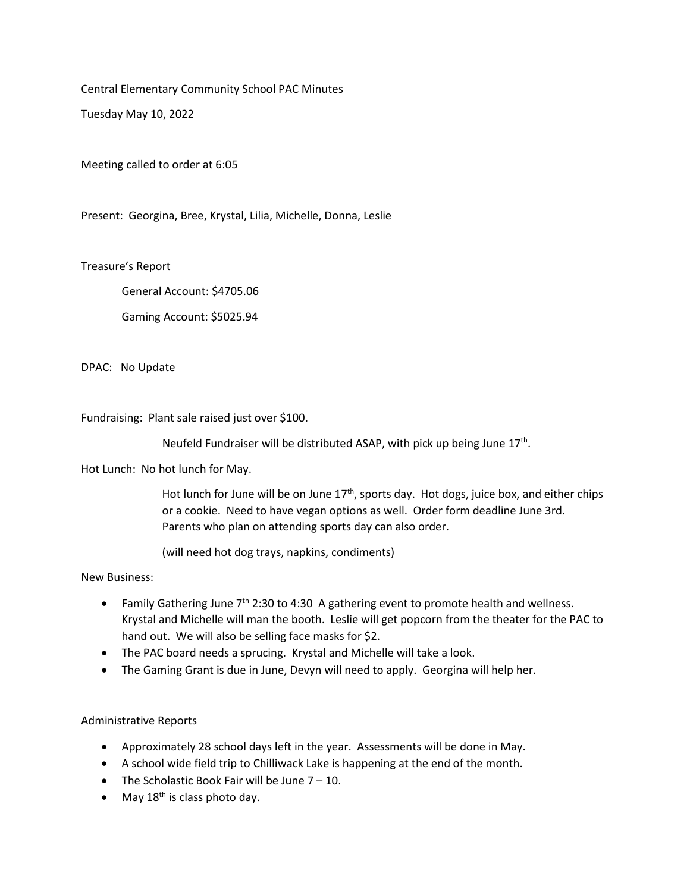Central Elementary Community School PAC Minutes

Tuesday May 10, 2022

Meeting called to order at 6:05

Present: Georgina, Bree, Krystal, Lilia, Michelle, Donna, Leslie

Treasure's Report

General Account: $4705.06

Gaming Account: $5025.94

DPAC: No Update

Fundraising: Plant sale raised just over $100.

Neufeld Fundraiser will be distributed ASAP, with pick up being June 17th.

Hot Lunch: No hot lunch for May.

Hot lunch for June will be on June 17th, sports day. Hot dogs, juice box, and either chips or a cookie. Need to have vegan options as well. Order form deadline June 3rd. Parents who plan on attending sports day can also order.

(will need hot dog trays, napkins, condiments)

New Business:

- Family Gathering June 7th 2:30 to 4:30 A gathering event to promote health and wellness. Krystal and Michelle will man the booth. Leslie will get popcorn from the theater for the PAC to hand out. We will also be selling face masks for $2.
- The PAC board needs a sprucing. Krystal and Michelle will take a look.
- The Gaming Grant is due in June, Devyn will need to apply. Georgina will help her.

Administrative Reports

- Approximately 28 school days left in the year. Assessments will be done in May.
- A school wide field trip to Chilliwack Lake is happening at the end of the month.
- The Scholastic Book Fair will be June 7 – 10.
- May 18th is class photo day.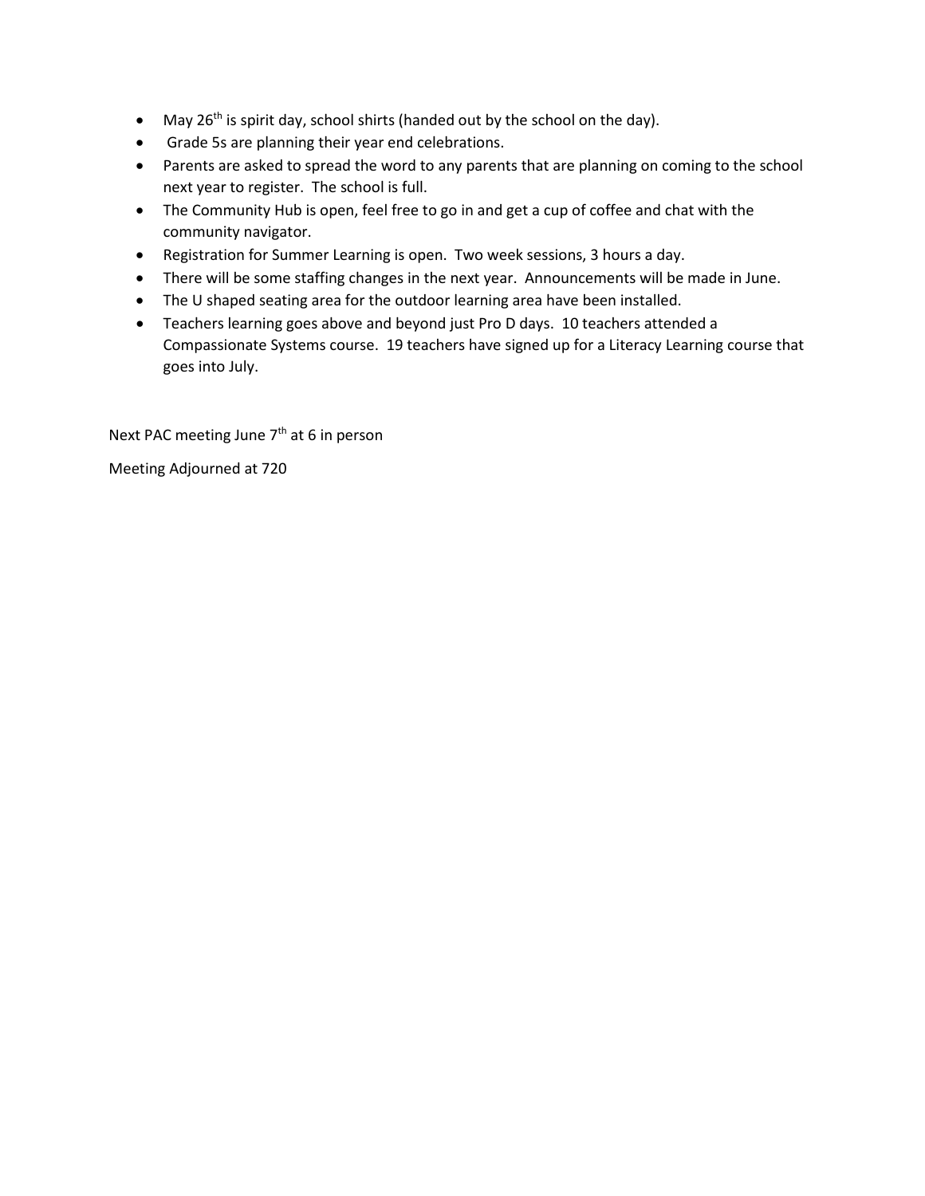- May 26th is spirit day, school shirts (handed out by the school on the day).
- Grade 5s are planning their year end celebrations.
- Parents are asked to spread the word to any parents that are planning on coming to the school next year to register. The school is full.
- The Community Hub is open, feel free to go in and get a cup of coffee and chat with the community navigator.
- Registration for Summer Learning is open. Two week sessions, 3 hours a day.
- There will be some staffing changes in the next year. Announcements will be made in June.
- The U shaped seating area for the outdoor learning area have been installed.
- Teachers learning goes above and beyond just Pro D days. 10 teachers attended a Compassionate Systems course. 19 teachers have signed up for a Literacy Learning course that goes into July.

Next PAC meeting June 7th at 6 in person

Meeting Adjourned at 720